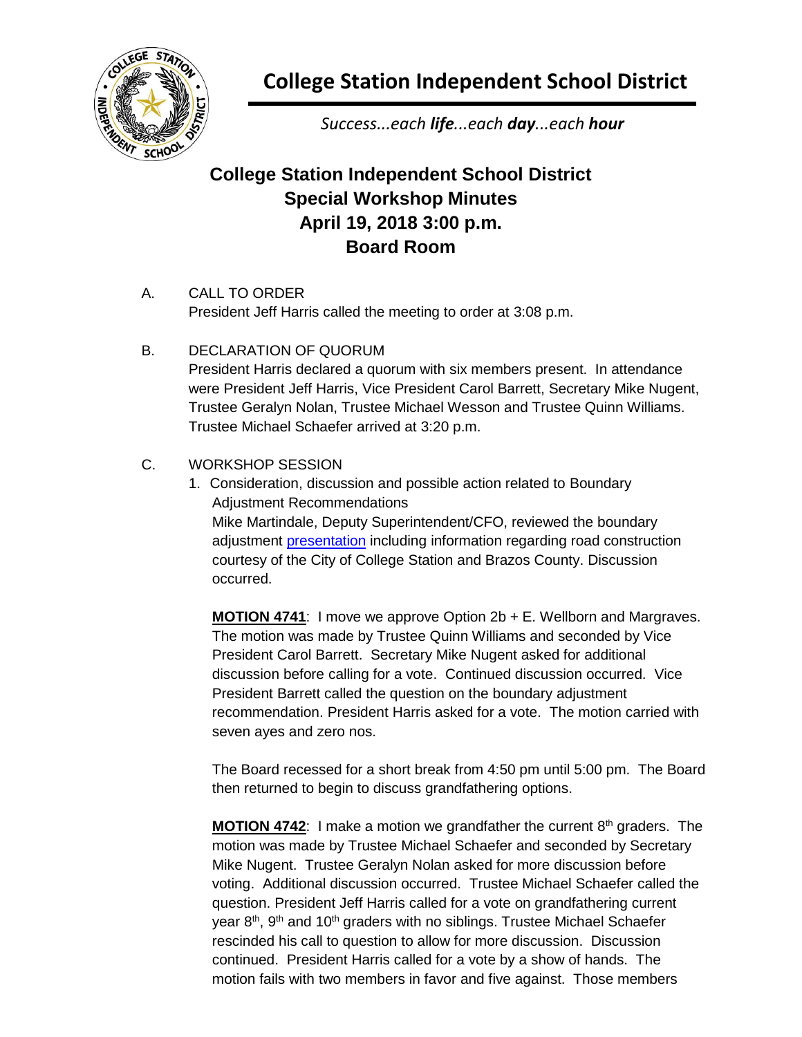# College Station Independent School District

*Success...each **life**...each **day**...each **hour***

## College Station Independent School District
## Special Workshop Minutes
## April 19, 2018 3:00 p.m.
## Board Room

A. CALL TO ORDER
President Jeff Harris called the meeting to order at 3:08 p.m.

B. DECLARATION OF QUORUM
President Harris declared a quorum with six members present. In attendance were President Jeff Harris, Vice President Carol Barrett, Secretary Mike Nugent, Trustee Geralyn Nolan, Trustee Michael Wesson and Trustee Quinn Williams. Trustee Michael Schaefer arrived at 3:20 p.m.

C. WORKSHOP SESSION

1. Consideration, discussion and possible action related to Boundary Adjustment Recommendations
Mike Martindale, Deputy Superintendent/CFO, reviewed the boundary adjustment presentation including information regarding road construction courtesy of the City of College Station and Brazos County. Discussion occurred.

**MOTION 4741**: I move we approve Option 2b + E. Wellborn and Margraves. The motion was made by Trustee Quinn Williams and seconded by Vice President Carol Barrett. Secretary Mike Nugent asked for additional discussion before calling for a vote. Continued discussion occurred. Vice President Barrett called the question on the boundary adjustment recommendation. President Harris asked for a vote. The motion carried with seven ayes and zero nos.

The Board recessed for a short break from 4:50 pm until 5:00 pm. The Board then returned to begin to discuss grandfathering options.

**MOTION 4742**: I make a motion we grandfather the current 8th graders. The motion was made by Trustee Michael Schaefer and seconded by Secretary Mike Nugent. Trustee Geralyn Nolan asked for more discussion before voting. Additional discussion occurred. Trustee Michael Schaefer called the question. President Jeff Harris called for a vote on grandfathering current year 8th, 9th and 10th graders with no siblings. Trustee Michael Schaefer rescinded his call to question to allow for more discussion. Discussion continued. President Harris called for a vote by a show of hands. The motion fails with two members in favor and five against. Those members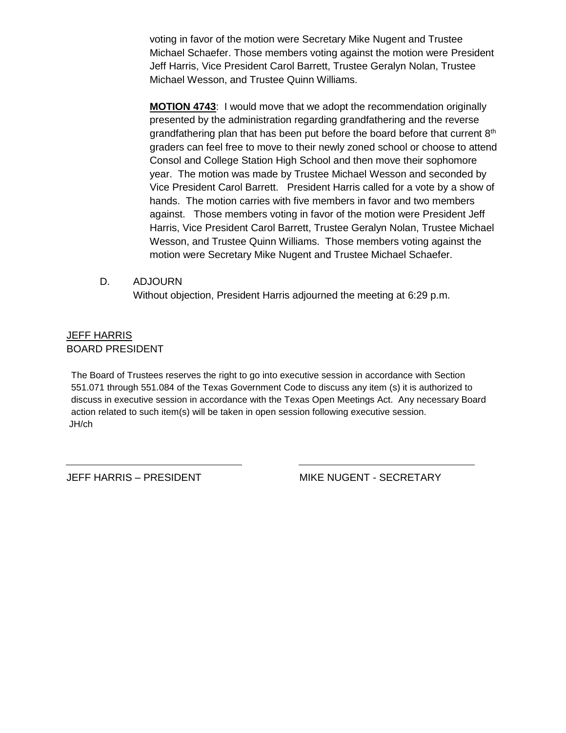voting in favor of the motion were Secretary Mike Nugent and Trustee Michael Schaefer. Those members voting against the motion were President Jeff Harris, Vice President Carol Barrett, Trustee Geralyn Nolan, Trustee Michael Wesson, and Trustee Quinn Williams.

**MOTION 4743**: I would move that we adopt the recommendation originally presented by the administration regarding grandfathering and the reverse grandfathering plan that has been put before the board before that current 8th graders can feel free to move to their newly zoned school or choose to attend Consol and College Station High School and then move their sophomore year. The motion was made by Trustee Michael Wesson and seconded by Vice President Carol Barrett. President Harris called for a vote by a show of hands. The motion carries with five members in favor and two members against. Those members voting in favor of the motion were President Jeff Harris, Vice President Carol Barrett, Trustee Geralyn Nolan, Trustee Michael Wesson, and Trustee Quinn Williams. Those members voting against the motion were Secretary Mike Nugent and Trustee Michael Schaefer.

D. ADJOURN

Without objection, President Harris adjourned the meeting at 6:29 p.m.

JEFF HARRIS
BOARD PRESIDENT

The Board of Trustees reserves the right to go into executive session in accordance with Section 551.071 through 551.084 of the Texas Government Code to discuss any item (s) it is authorized to discuss in executive session in accordance with the Texas Open Meetings Act. Any necessary Board action related to such item(s) will be taken in open session following executive session.
JH/ch

JEFF HARRIS – PRESIDENT

MIKE NUGENT - SECRETARY